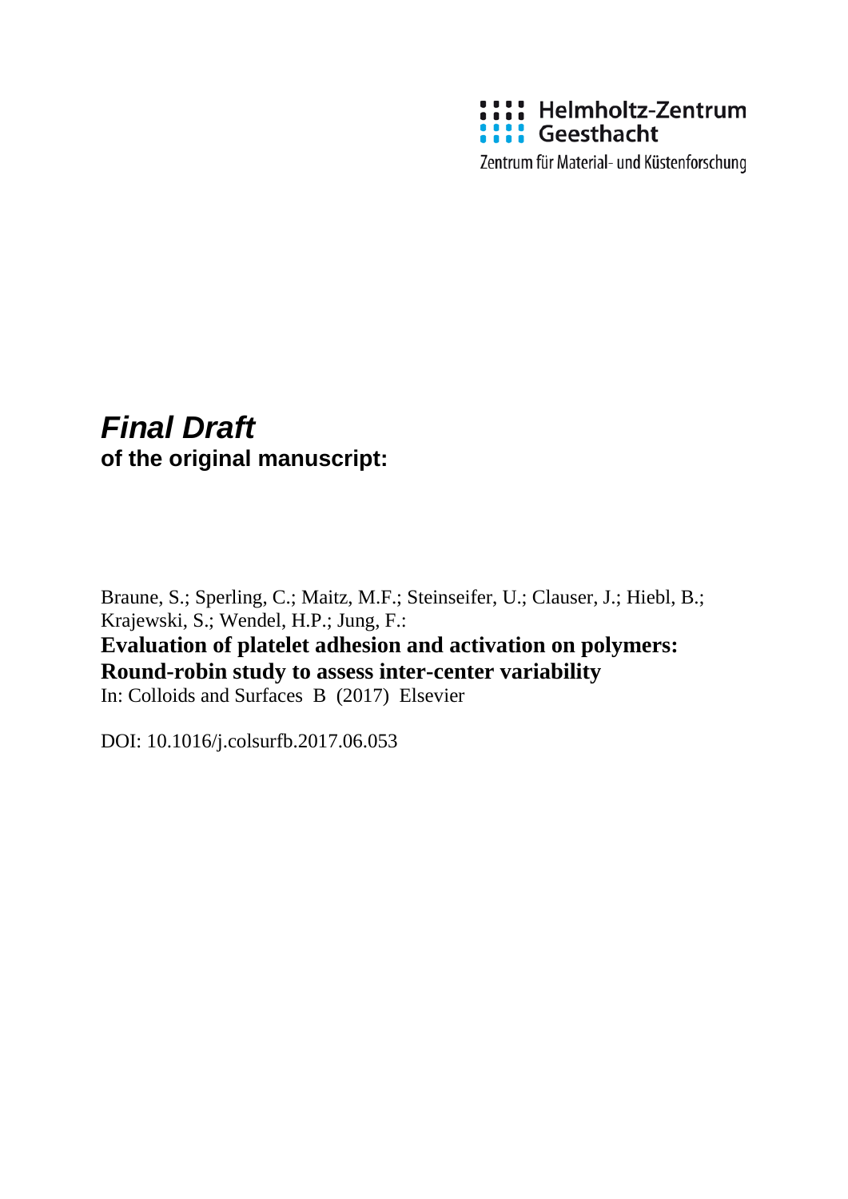Helmholtz-Zentrum Geesthacht

Zentrum für Material- und Küstenforschung

# *Final Draft*

**of the original manuscript:**

Braune, S.; Sperling, C.; Maitz, M.F.; Steinseifer, U.; Clauser, J.; Hiebl, B.; Krajewski, S.; Wendel, H.P.; Jung, F.:

**Evaluation of platelet adhesion and activation on polymers: Round-robin study to assess inter-center variability**

In: Colloids and Surfaces B (2017) Elsevier

DOI: 10.1016/j.colsurfb.2017.06.053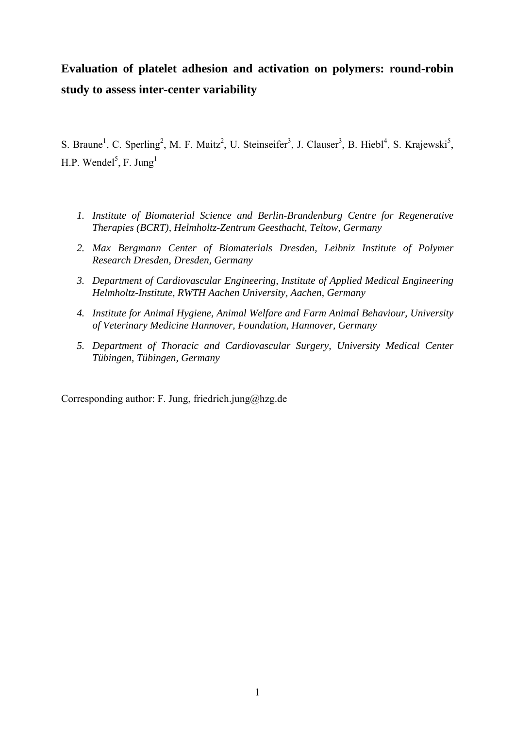# Evaluation of platelet adhesion and activation on polymers: round-robin study to assess inter-center variability

S. Braune[1], C. Sperling[2], M. F. Maitz[2], U. Steinseifer[3], J. Clauser[3], B. Hiebl[4], S. Krajewski[5], H.P. Wendel[5], F. Jung[1]

1. *Institute of Biomaterial Science and Berlin-Brandenburg Centre for Regenerative Therapies (BCRT), Helmholtz-Zentrum Geesthacht, Teltow, Germany*
2. *Max Bergmann Center of Biomaterials Dresden, Leibniz Institute of Polymer Research Dresden, Dresden, Germany*
3. *Department of Cardiovascular Engineering, Institute of Applied Medical Engineering Helmholtz-Institute, RWTH Aachen University, Aachen, Germany*
4. *Institute for Animal Hygiene, Animal Welfare and Farm Animal Behaviour, University of Veterinary Medicine Hannover, Foundation, Hannover, Germany*
5. *Department of Thoracic and Cardiovascular Surgery, University Medical Center Tübingen, Tübingen, Germany*

Corresponding author: F. Jung, friedrich.jung@hzg.de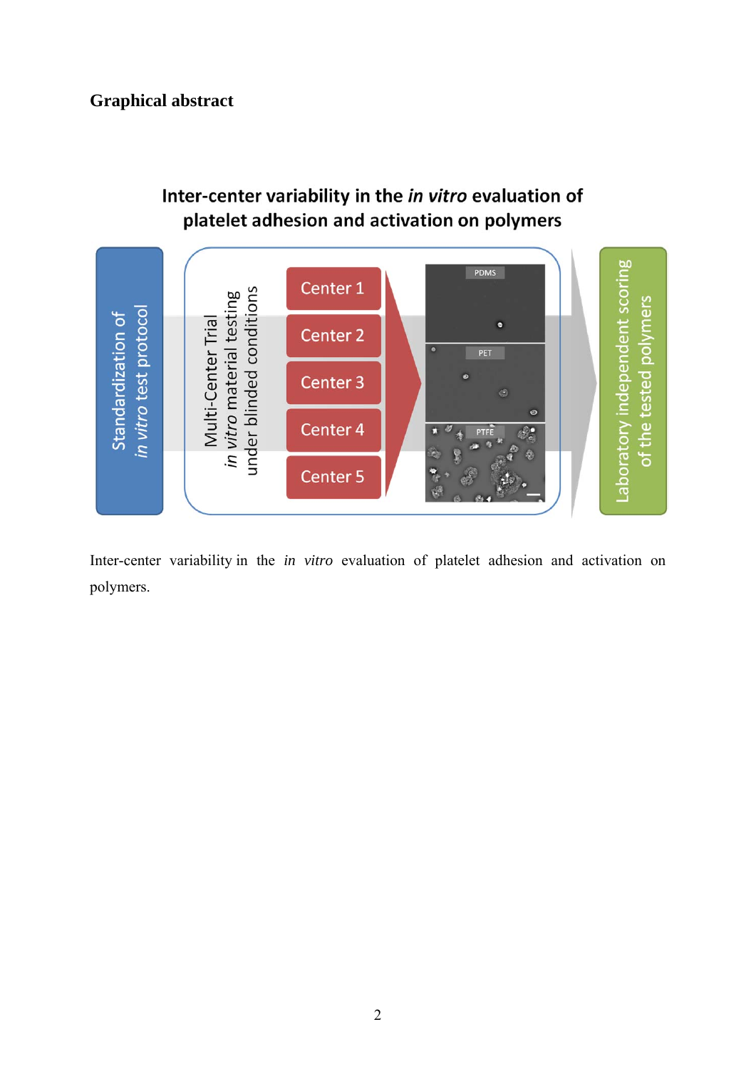**Graphical abstract**

Inter-center variability in the *in vitro* evaluation of platelet adhesion and activation on polymers

Standardization of *in vitro* test protocol

Multi-Center Trial *in vitro* material testing under blinded conditions

Center 1

Center 2

Center 3

Center 4

Center 5

PDMS

PET

PTFE

Laboratory independent scoring of the tested polymers

Inter-center variability in the *in vitro* evaluation of platelet adhesion and activation on polymers.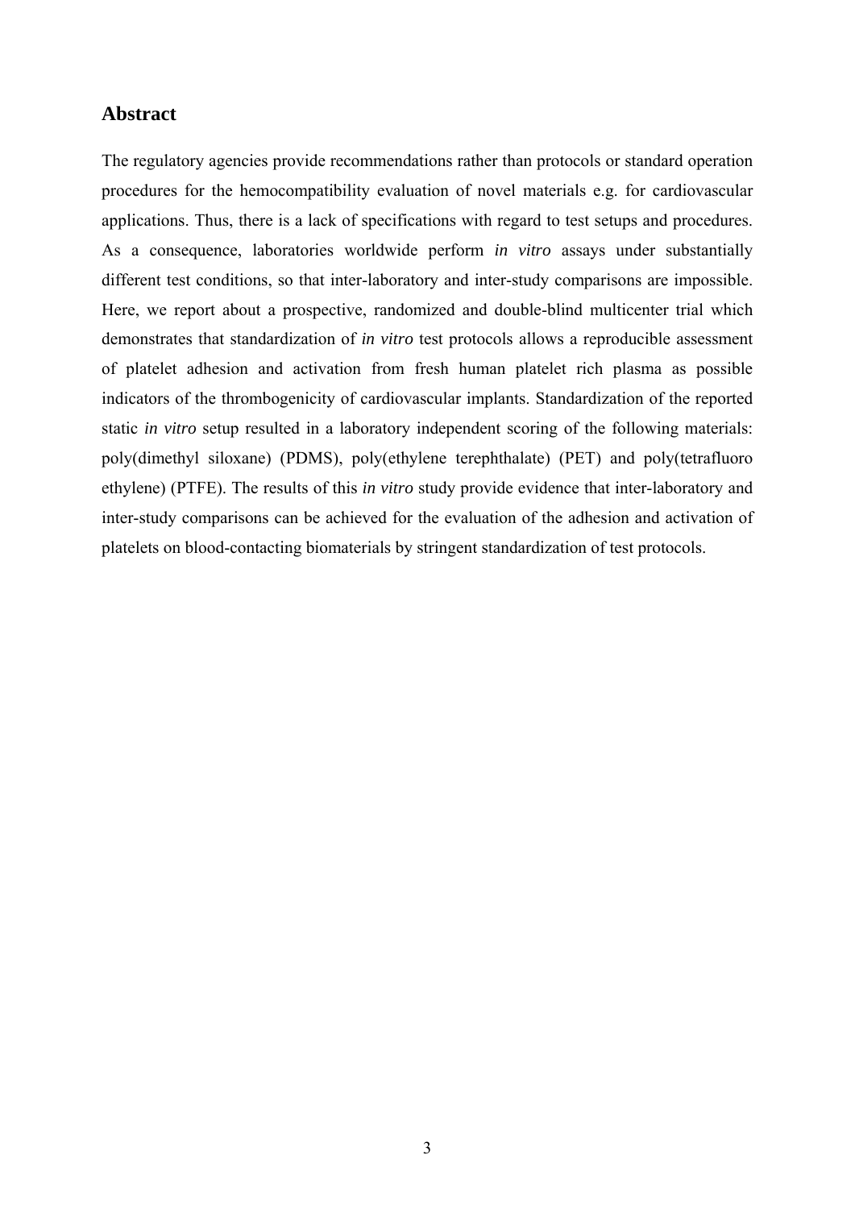## Abstract

The regulatory agencies provide recommendations rather than protocols or standard operation procedures for the hemocompatibility evaluation of novel materials e.g. for cardiovascular applications. Thus, there is a lack of specifications with regard to test setups and procedures. As a consequence, laboratories worldwide perform *in vitro* assays under substantially different test conditions, so that inter-laboratory and inter-study comparisons are impossible. Here, we report about a prospective, randomized and double-blind multicenter trial which demonstrates that standardization of *in vitro* test protocols allows a reproducible assessment of platelet adhesion and activation from fresh human platelet rich plasma as possible indicators of the thrombogenicity of cardiovascular implants. Standardization of the reported static *in vitro* setup resulted in a laboratory independent scoring of the following materials: poly(dimethyl siloxane) (PDMS), poly(ethylene terephthalate) (PET) and poly(tetrafluoro ethylene) (PTFE). The results of this *in vitro* study provide evidence that inter-laboratory and inter-study comparisons can be achieved for the evaluation of the adhesion and activation of platelets on blood-contacting biomaterials by stringent standardization of test protocols.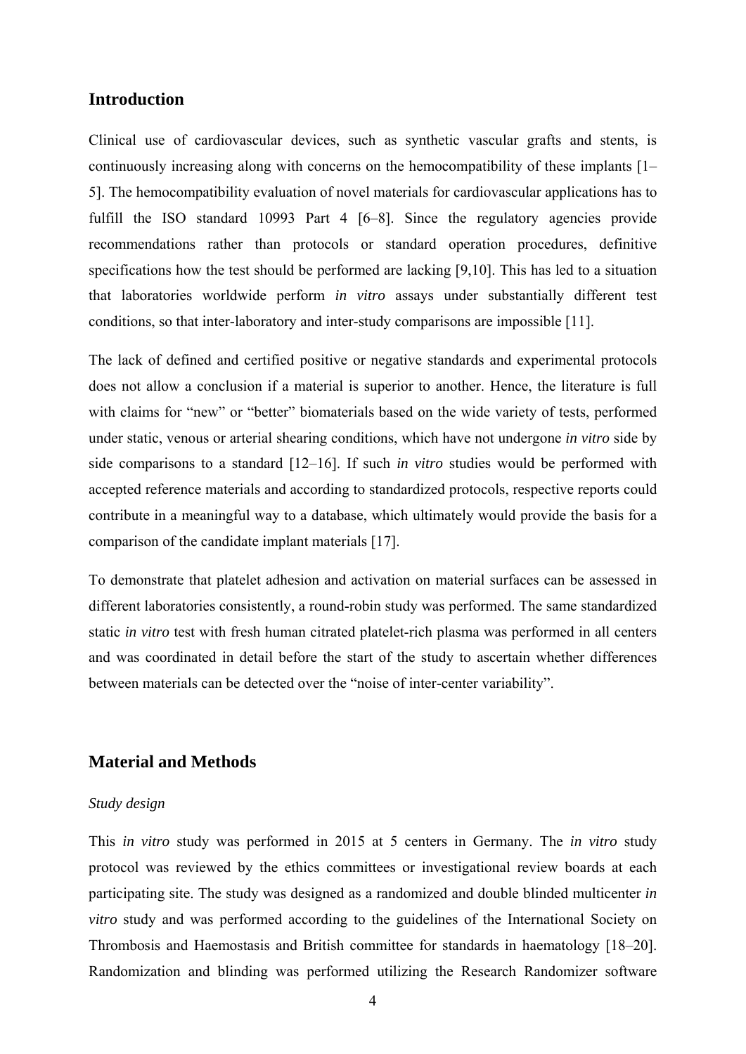## Introduction

Clinical use of cardiovascular devices, such as synthetic vascular grafts and stents, is continuously increasing along with concerns on the hemocompatibility of these implants [1–5]. The hemocompatibility evaluation of novel materials for cardiovascular applications has to fulfill the ISO standard 10993 Part 4 [6–8]. Since the regulatory agencies provide recommendations rather than protocols or standard operation procedures, definitive specifications how the test should be performed are lacking [9,10]. This has led to a situation that laboratories worldwide perform *in vitro* assays under substantially different test conditions, so that inter-laboratory and inter-study comparisons are impossible [11].

The lack of defined and certified positive or negative standards and experimental protocols does not allow a conclusion if a material is superior to another. Hence, the literature is full with claims for "new" or "better" biomaterials based on the wide variety of tests, performed under static, venous or arterial shearing conditions, which have not undergone *in vitro* side by side comparisons to a standard [12–16]. If such *in vitro* studies would be performed with accepted reference materials and according to standardized protocols, respective reports could contribute in a meaningful way to a database, which ultimately would provide the basis for a comparison of the candidate implant materials [17].

To demonstrate that platelet adhesion and activation on material surfaces can be assessed in different laboratories consistently, a round-robin study was performed. The same standardized static *in vitro* test with fresh human citrated platelet-rich plasma was performed in all centers and was coordinated in detail before the start of the study to ascertain whether differences between materials can be detected over the "noise of inter-center variability".

## Material and Methods

### *Study design*

This *in vitro* study was performed in 2015 at 5 centers in Germany. The *in vitro* study protocol was reviewed by the ethics committees or investigational review boards at each participating site. The study was designed as a randomized and double blinded multicenter *in vitro* study and was performed according to the guidelines of the International Society on Thrombosis and Haemostasis and British committee for standards in haematology [18–20]. Randomization and blinding was performed utilizing the Research Randomizer software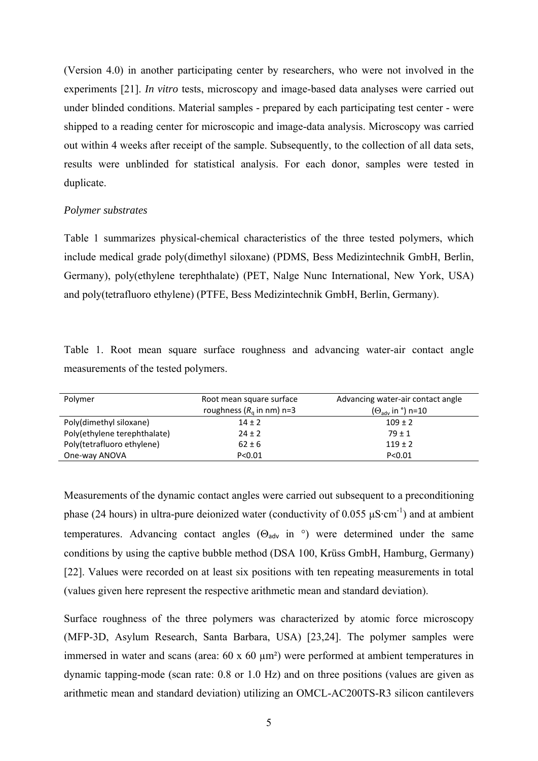(Version 4.0) in another participating center by researchers, who were not involved in the experiments [21]. *In vitro* tests, microscopy and image-based data analyses were carried out under blinded conditions. Material samples - prepared by each participating test center - were shipped to a reading center for microscopic and image-data analysis. Microscopy was carried out within 4 weeks after receipt of the sample. Subsequently, to the collection of all data sets, results were unblinded for statistical analysis. For each donor, samples were tested in duplicate.

*Polymer substrates*

Table 1 summarizes physical-chemical characteristics of the three tested polymers, which include medical grade poly(dimethyl siloxane) (PDMS, Bess Medizintechnik GmbH, Berlin, Germany), poly(ethylene terephthalate) (PET, Nalge Nunc International, New York, USA) and poly(tetrafluoro ethylene) (PTFE, Bess Medizintechnik GmbH, Berlin, Germany).

Table 1. Root mean square surface roughness and advancing water-air contact angle measurements of the tested polymers.

| Polymer | Root mean square surface roughness ($R_q$ in nm) n=3 | Advancing water-air contact angle ($\Theta_{adv}$ in °) n=10 |
|---|---|---|
| Poly(dimethyl siloxane) | 14 ± 2 | 109 ± 2 |
| Poly(ethylene terephthalate) | 24 ± 2 | 79 ± 1 |
| Poly(tetrafluoro ethylene) | 62 ± 6 | 119 ± 2 |
| One-way ANOVA | P<0.01 | P<0.01 |

Measurements of the dynamic contact angles were carried out subsequent to a preconditioning phase (24 hours) in ultra-pure deionized water (conductivity of 0.055 $\mu S \cdot cm^{-1}$) and at ambient temperatures. Advancing contact angles ($\Theta_{adv}$ in °) were determined under the same conditions by using the captive bubble method (DSA 100, Krüss GmbH, Hamburg, Germany) [22]. Values were recorded on at least six positions with ten repeating measurements in total (values given here represent the respective arithmetic mean and standard deviation).

Surface roughness of the three polymers was characterized by atomic force microscopy (MFP-3D, Asylum Research, Santa Barbara, USA) [23,24]. The polymer samples were immersed in water and scans (area: 60 x 60 $\mu m^2$) were performed at ambient temperatures in dynamic tapping-mode (scan rate: 0.8 or 1.0 Hz) and on three positions (values are given as arithmetic mean and standard deviation) utilizing an OMCL-AC200TS-R3 silicon cantilevers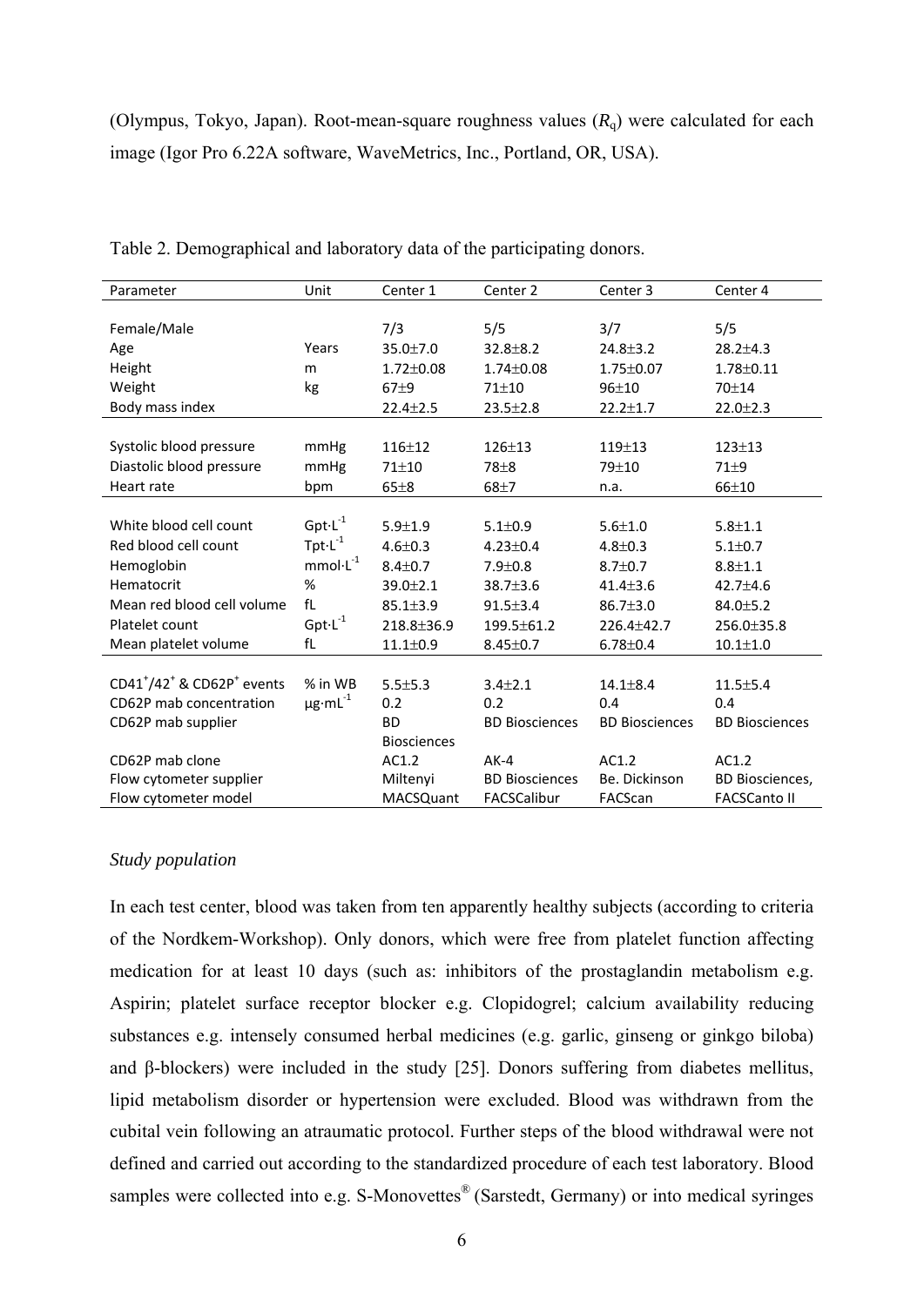(Olympus, Tokyo, Japan). Root-mean-square roughness values ($R_q$) were calculated for each image (Igor Pro 6.22A software, WaveMetrics, Inc., Portland, OR, USA).

Table 2. Demographical and laboratory data of the participating donors.

| Parameter | Unit | Center 1 | Center 2 | Center 3 | Center 4 |
|---|---|---|---|---|---|
| Female/Male | | 7/3 | 5/5 | 3/7 | 5/5 |
| Age | Years | 35.0±7.0 | 32.8±8.2 | 24.8±3.2 | 28.2±4.3 |
| Height | m | 1.72±0.08 | 1.74±0.08 | 1.75±0.07 | 1.78±0.11 |
| Weight | kg | 67±9 | 71±10 | 96±10 | 70±14 |
| Body mass index | | 22.4±2.5 | 23.5±2.8 | 22.2±1.7 | 22.0±2.3 |
| Systolic blood pressure | mmHg | 116±12 | 126±13 | 119±13 | 123±13 |
| Diastolic blood pressure | mmHg | 71±10 | 78±8 | 79±10 | 71±9 |
| Heart rate | bpm | 65±8 | 68±7 | n.a. | 66±10 |
| White blood cell count | $Gpt \cdot L^{-1}$ | 5.9±1.9 | 5.1±0.9 | 5.6±1.0 | 5.8±1.1 |
| Red blood cell count | $Tpt \cdot L^{-1}$ | 4.6±0.3 | 4.23±0.4 | 4.8±0.3 | 5.1±0.7 |
| Hemoglobin | $mmol \cdot L^{-1}$ | 8.4±0.7 | 7.9±0.8 | 8.7±0.7 | 8.8±1.1 |
| Hematocrit | % | 39.0±2.1 | 38.7±3.6 | 41.4±3.6 | 42.7±4.6 |
| Mean red blood cell volume | fL | 85.1±3.9 | 91.5±3.4 | 86.7±3.0 | 84.0±5.2 |
| Platelet count | $Gpt \cdot L^{-1}$ | 218.8±36.9 | 199.5±61.2 | 226.4±42.7 | 256.0±35.8 |
| Mean platelet volume | fL | 11.1±0.9 | 8.45±0.7 | 6.78±0.4 | 10.1±1.0 |
| $CD41^+/42^+$ & $CD62P^+$ events | % in WB | 5.5±5.3 | 3.4±2.1 | 14.1±8.4 | 11.5±5.4 |
| CD62P mab concentration | $\mu g \cdot mL^{-1}$ | 0.2 | 0.2 | 0.4 | 0.4 |
| CD62P mab supplier | | BD Biosciences | BD Biosciences | BD Biosciences | BD Biosciences |
| CD62P mab clone | | AC1.2 | AK-4 | AC1.2 | AC1.2 |
| Flow cytometer supplier | | Miltenyi | BD Biosciences | Be. Dickinson | BD Biosciences, |
| Flow cytometer model | | MACSQuant | FACSCalibur | FACScan | FACSCanto II |

*Study population*

In each test center, blood was taken from ten apparently healthy subjects (according to criteria of the Nordkem-Workshop). Only donors, which were free from platelet function affecting medication for at least 10 days (such as: inhibitors of the prostaglandin metabolism e.g. Aspirin; platelet surface receptor blocker e.g. Clopidogrel; calcium availability reducing substances e.g. intensely consumed herbal medicines (e.g. garlic, ginseng or ginkgo biloba) and β-blockers) were included in the study [25]. Donors suffering from diabetes mellitus, lipid metabolism disorder or hypertension were excluded. Blood was withdrawn from the cubital vein following an atraumatic protocol. Further steps of the blood withdrawal were not defined and carried out according to the standardized procedure of each test laboratory. Blood samples were collected into e.g. S-Monovettes® (Sarstedt, Germany) or into medical syringes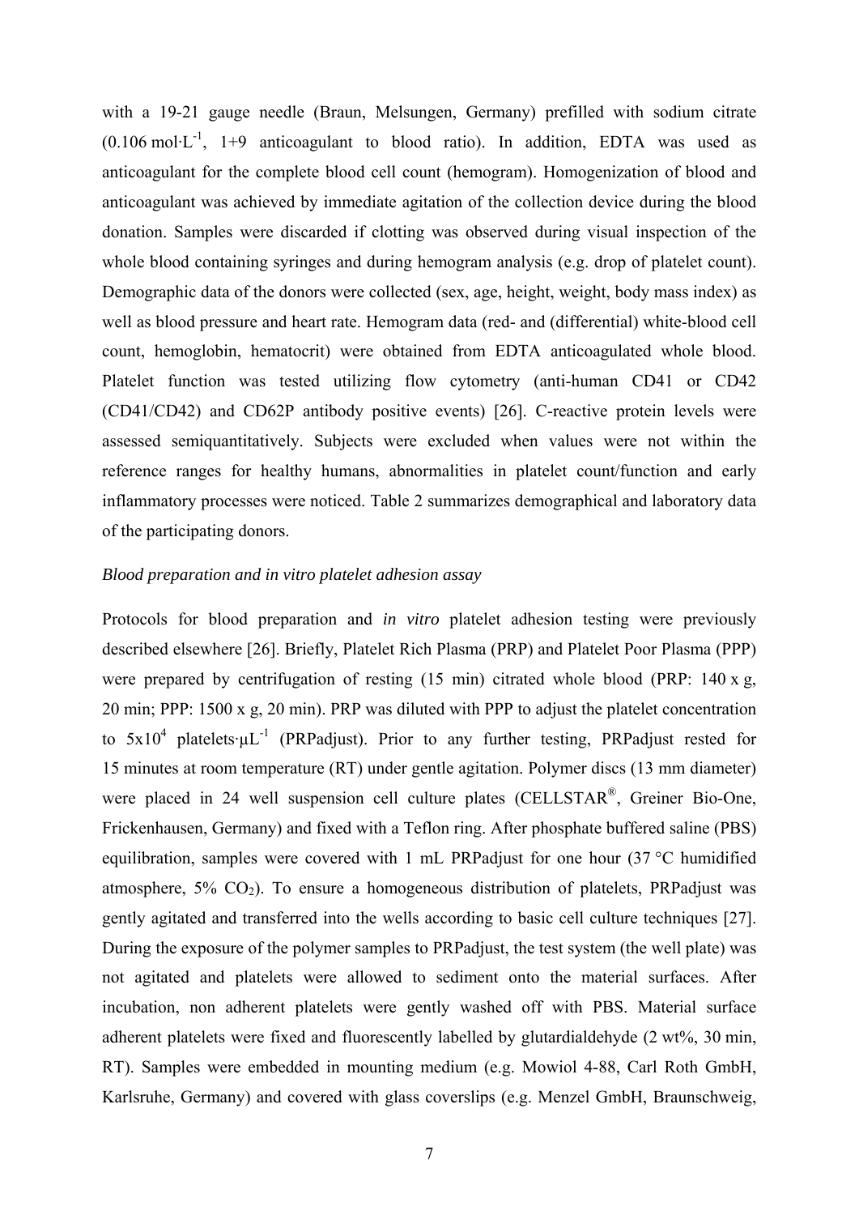with a 19-21 gauge needle (Braun, Melsungen, Germany) prefilled with sodium citrate ($0.106\ mol \cdot L^{-1}$, 1+9 anticoagulant to blood ratio). In addition, EDTA was used as anticoagulant for the complete blood cell count (hemogram). Homogenization of blood and anticoagulant was achieved by immediate agitation of the collection device during the blood donation. Samples were discarded if clotting was observed during visual inspection of the whole blood containing syringes and during hemogram analysis (e.g. drop of platelet count). Demographic data of the donors were collected (sex, age, height, weight, body mass index) as well as blood pressure and heart rate. Hemogram data (red- and (differential) white-blood cell count, hemoglobin, hematocrit) were obtained from EDTA anticoagulated whole blood. Platelet function was tested utilizing flow cytometry (anti-human CD41 or CD42 (CD41/CD42) and CD62P antibody positive events) [26]. C-reactive protein levels were assessed semiquantitatively. Subjects were excluded when values were not within the reference ranges for healthy humans, abnormalities in platelet count/function and early inflammatory processes were noticed. Table 2 summarizes demographical and laboratory data of the participating donors.

*Blood preparation and in vitro platelet adhesion assay*

Protocols for blood preparation and *in vitro* platelet adhesion testing were previously described elsewhere [26]. Briefly, Platelet Rich Plasma (PRP) and Platelet Poor Plasma (PPP) were prepared by centrifugation of resting (15 min) citrated whole blood (PRP: 140 x g, 20 min; PPP: 1500 x g, 20 min). PRP was diluted with PPP to adjust the platelet concentration to $5 \times 10^4$ platelets$\cdot \mu L^{-1}$ (PRPadjust). Prior to any further testing, PRPadjust rested for 15 minutes at room temperature (RT) under gentle agitation. Polymer discs (13 mm diameter) were placed in 24 well suspension cell culture plates (CELLSTAR®, Greiner Bio-One, Frickenhausen, Germany) and fixed with a Teflon ring. After phosphate buffered saline (PBS) equilibration, samples were covered with 1 mL PRPadjust for one hour (37 °C humidified atmosphere, 5% $CO_2$). To ensure a homogeneous distribution of platelets, PRPadjust was gently agitated and transferred into the wells according to basic cell culture techniques [27]. During the exposure of the polymer samples to PRPadjust, the test system (the well plate) was not agitated and platelets were allowed to sediment onto the material surfaces. After incubation, non adherent platelets were gently washed off with PBS. Material surface adherent platelets were fixed and fluorescently labelled by glutardialdehyde (2 wt%, 30 min, RT). Samples were embedded in mounting medium (e.g. Mowiol 4-88, Carl Roth GmbH, Karlsruhe, Germany) and covered with glass coverslips (e.g. Menzel GmbH, Braunschweig,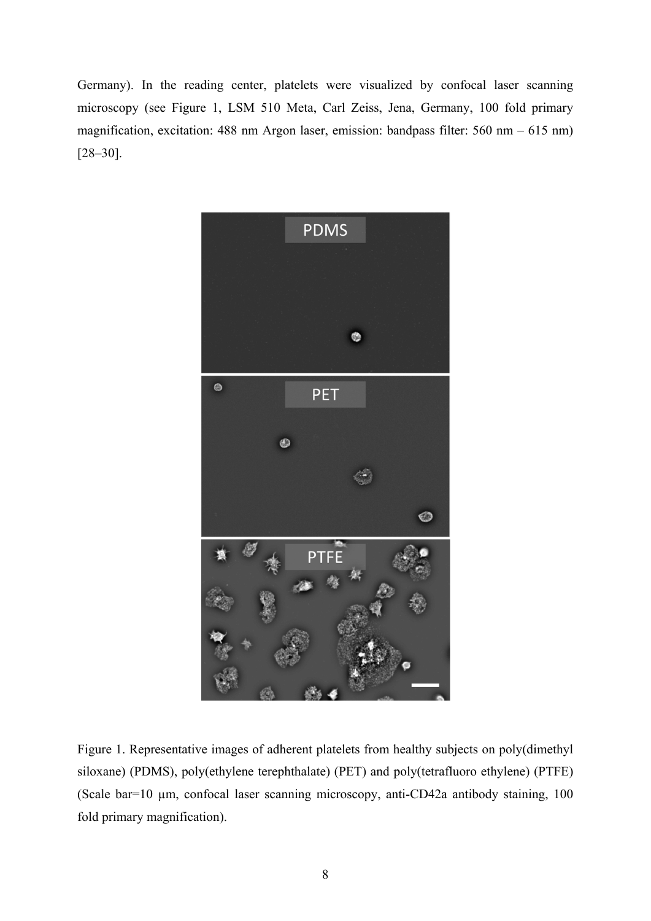Germany). In the reading center, platelets were visualized by confocal laser scanning microscopy (see Figure 1, LSM 510 Meta, Carl Zeiss, Jena, Germany, 100 fold primary magnification, excitation: 488 nm Argon laser, emission: bandpass filter: 560 nm – 615 nm) [28–30].

Figure 1. Representative images of adherent platelets from healthy subjects on poly(dimethyl siloxane) (PDMS), poly(ethylene terephthalate) (PET) and poly(tetrafluoro ethylene) (PTFE) (Scale bar=10 µm, confocal laser scanning microscopy, anti-CD42a antibody staining, 100 fold primary magnification).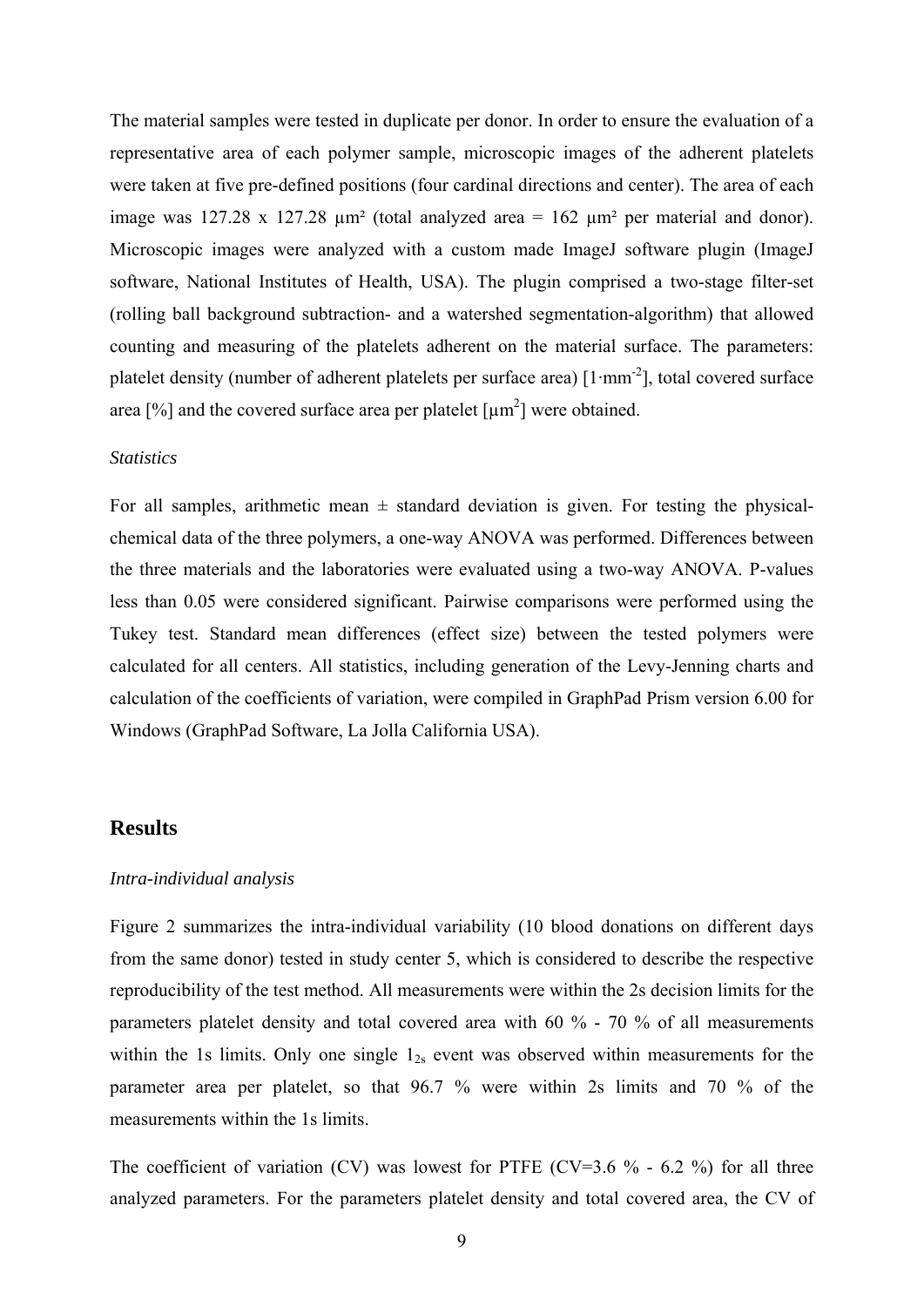The material samples were tested in duplicate per donor. In order to ensure the evaluation of a representative area of each polymer sample, microscopic images of the adherent platelets were taken at five pre-defined positions (four cardinal directions and center). The area of each image was 127.28 x 127.28 µm² (total analyzed area = 162 µm² per material and donor). Microscopic images were analyzed with a custom made ImageJ software plugin (ImageJ software, National Institutes of Health, USA). The plugin comprised a two-stage filter-set (rolling ball background subtraction- and a watershed segmentation-algorithm) that allowed counting and measuring of the platelets adherent on the material surface. The parameters: platelet density (number of adherent platelets per surface area) [$1 \cdot mm^{-2}$], total covered surface area [%] and the covered surface area per platelet [$\mu m^2$] were obtained.

*Statistics*

For all samples, arithmetic mean ± standard deviation is given. For testing the physical-chemical data of the three polymers, a one-way ANOVA was performed. Differences between the three materials and the laboratories were evaluated using a two-way ANOVA. P-values less than 0.05 were considered significant. Pairwise comparisons were performed using the Tukey test. Standard mean differences (effect size) between the tested polymers were calculated for all centers. All statistics, including generation of the Levy-Jenning charts and calculation of the coefficients of variation, were compiled in GraphPad Prism version 6.00 for Windows (GraphPad Software, La Jolla California USA).

## Results

*Intra-individual analysis*

Figure 2 summarizes the intra-individual variability (10 blood donations on different days from the same donor) tested in study center 5, which is considered to describe the respective reproducibility of the test method. All measurements were within the 2s decision limits for the parameters platelet density and total covered area with 60 % - 70 % of all measurements within the 1s limits. Only one single $1_{2s}$ event was observed within measurements for the parameter area per platelet, so that 96.7 % were within 2s limits and 70 % of the measurements within the 1s limits.

The coefficient of variation (CV) was lowest for PTFE (CV=3.6 % - 6.2 %) for all three analyzed parameters. For the parameters platelet density and total covered area, the CV of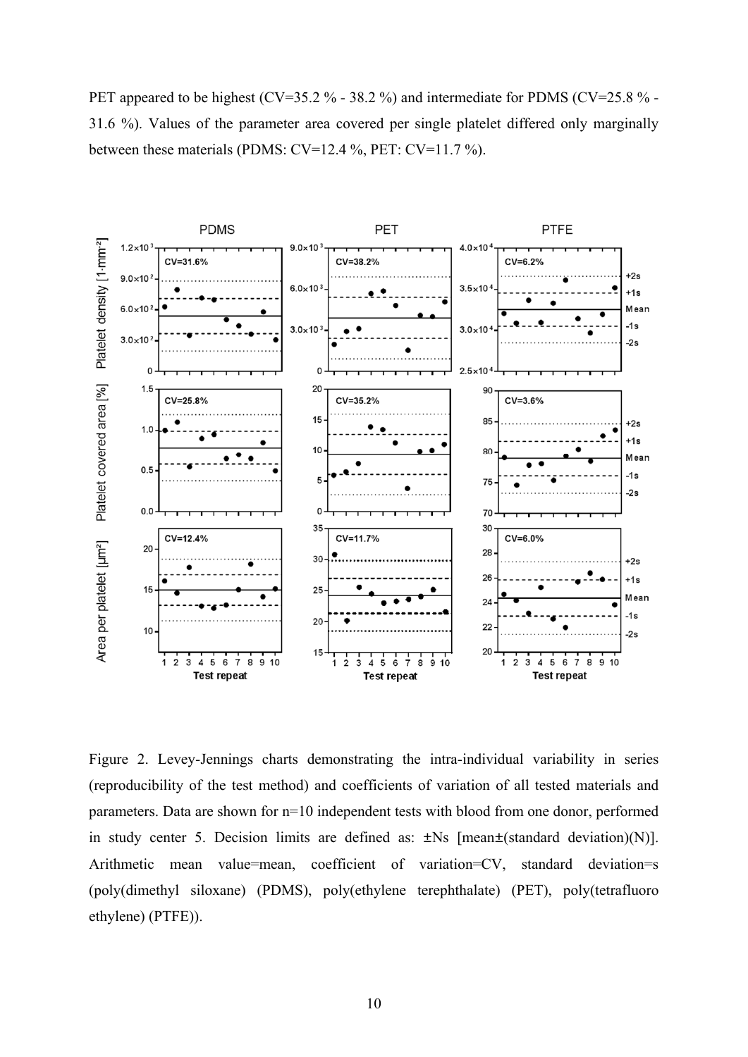PET appeared to be highest (CV=35.2 % - 38.2 %) and intermediate for PDMS (CV=25.8 % - 31.6 %). Values of the parameter area covered per single platelet differed only marginally between these materials (PDMS: CV=12.4 %, PET: CV=11.7 %).

Figure 2. Levey-Jennings charts demonstrating the intra-individual variability in series (reproducibility of the test method) and coefficients of variation of all tested materials and parameters. Data are shown for n=10 independent tests with blood from one donor, performed in study center 5. Decision limits are defined as: ±Ns [mean±(standard deviation)(N)]. Arithmetic mean value=mean, coefficient of variation=CV, standard deviation=s (poly(dimethyl siloxane) (PDMS), poly(ethylene terephthalate) (PET), poly(tetrafluoro ethylene) (PTFE)).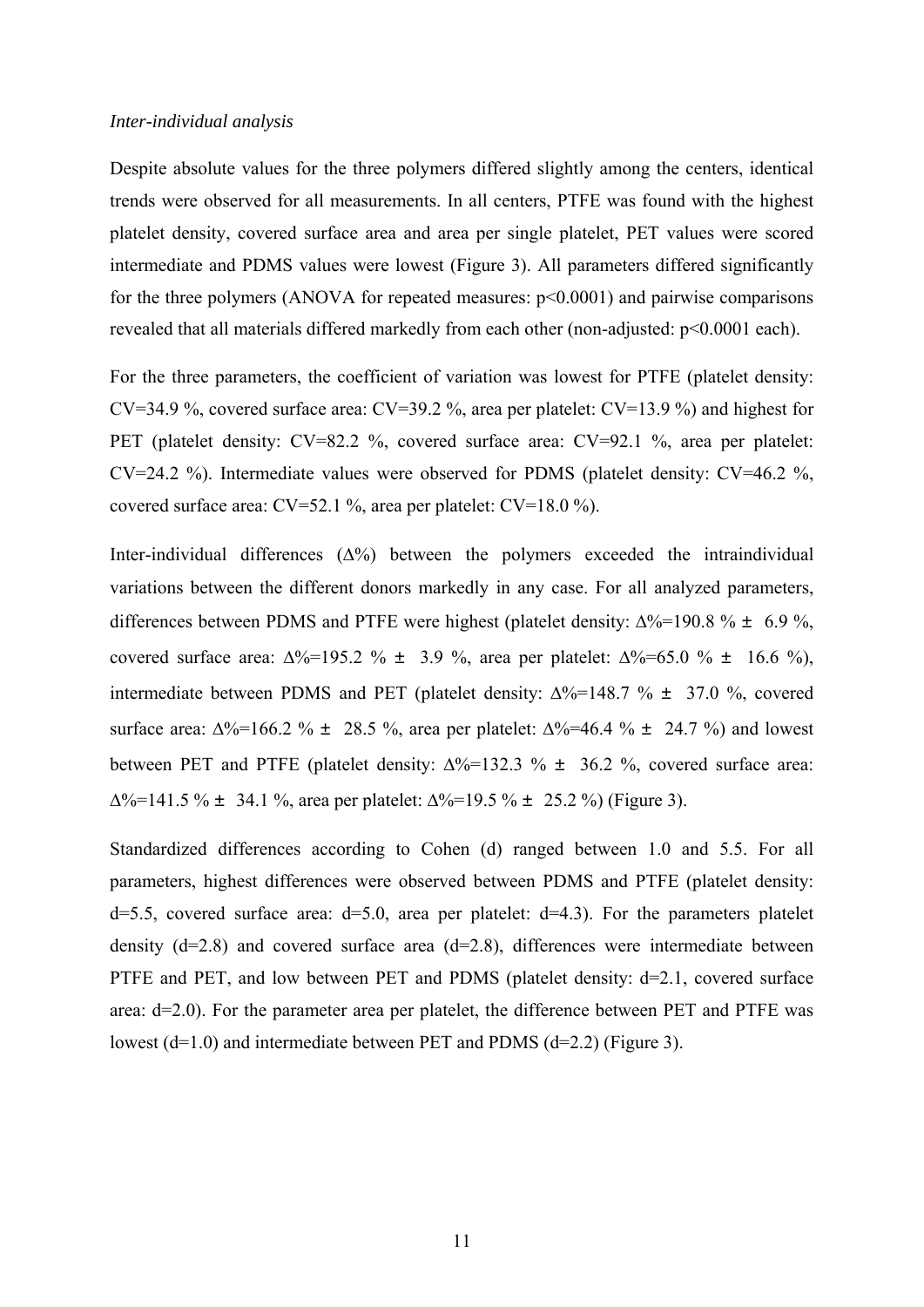*Inter-individual analysis*

Despite absolute values for the three polymers differed slightly among the centers, identical trends were observed for all measurements. In all centers, PTFE was found with the highest platelet density, covered surface area and area per single platelet, PET values were scored intermediate and PDMS values were lowest (Figure 3). All parameters differed significantly for the three polymers (ANOVA for repeated measures: $p<0.0001$) and pairwise comparisons revealed that all materials differed markedly from each other (non-adjusted: $p<0.0001$ each).

For the three parameters, the coefficient of variation was lowest for PTFE (platelet density: CV=34.9 %, covered surface area: CV=39.2 %, area per platelet: CV=13.9 %) and highest for PET (platelet density: CV=82.2 %, covered surface area: CV=92.1 %, area per platelet: CV=24.2 %). Intermediate values were observed for PDMS (platelet density: CV=46.2 %, covered surface area: CV=52.1 %, area per platelet: CV=18.0 %).

Inter-individual differences (Δ%) between the polymers exceeded the intraindividual variations between the different donors markedly in any case. For all analyzed parameters, differences between PDMS and PTFE were highest (platelet density: Δ%=190.8 % ± 6.9 %, covered surface area: Δ%=195.2 % ± 3.9 %, area per platelet: Δ%=65.0 % ± 16.6 %), intermediate between PDMS and PET (platelet density: Δ%=148.7 % ± 37.0 %, covered surface area: Δ%=166.2 % ± 28.5 %, area per platelet: Δ%=46.4 % ± 24.7 %) and lowest between PET and PTFE (platelet density: Δ%=132.3 % ± 36.2 %, covered surface area: Δ%=141.5 % ± 34.1 %, area per platelet: Δ%=19.5 % ± 25.2 %) (Figure 3).

Standardized differences according to Cohen (d) ranged between 1.0 and 5.5. For all parameters, highest differences were observed between PDMS and PTFE (platelet density: d=5.5, covered surface area: d=5.0, area per platelet: d=4.3). For the parameters platelet density (d=2.8) and covered surface area (d=2.8), differences were intermediate between PTFE and PET, and low between PET and PDMS (platelet density: d=2.1, covered surface area: d=2.0). For the parameter area per platelet, the difference between PET and PTFE was lowest (d=1.0) and intermediate between PET and PDMS (d=2.2) (Figure 3).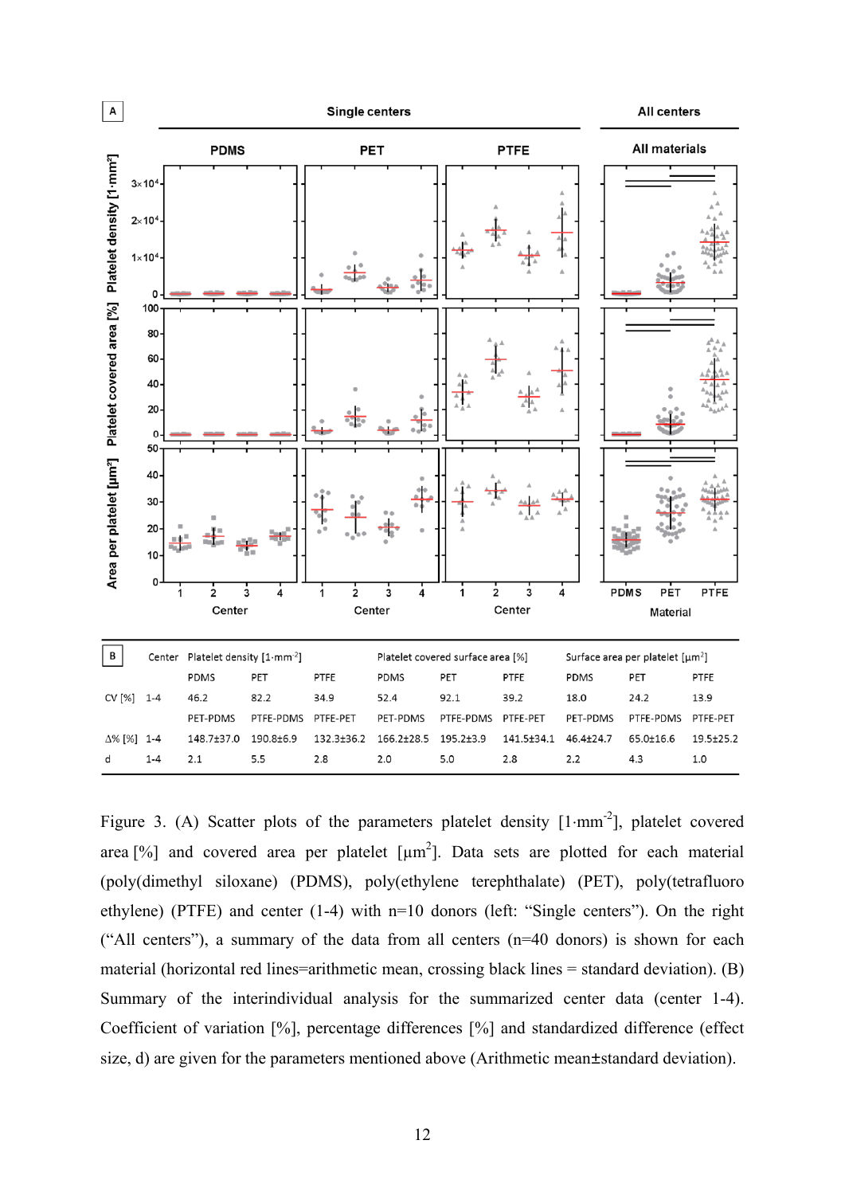| B | Center | Platelet density [1·mm$^{-2}$] | | | Platelet covered surface area [%] | | | Surface area per platelet [µm$^2$] | | |
|---|---|---|---|---|---|---|---|---|---|---|
| | | PDMS | PET | PTFE | PDMS | PET | PTFE | PDMS | PET | PTFE |
| CV [%] | 1-4 | 46.2 | 82.2 | 34.9 | 52.4 | 92.1 | 39.2 | 18.0 | 24.2 | 13.9 |
| | | PET-PDMS | PTFE-PDMS | PTFE-PET | PET-PDMS | PTFE-PDMS | PTFE-PET | PET-PDMS | PTFE-PDMS | PTFE-PET |
| Δ% [%] | 1-4 | 148.7±37.0 | 190.8±6.9 | 132.3±36.2 | 166.2±28.5 | 195.2±3.9 | 141.5±34.1 | 46.4±24.7 | 65.0±16.6 | 19.5±25.2 |
| d | 1-4 | 2.1 | 5.5 | 2.8 | 2.0 | 5.0 | 2.8 | 2.2 | 4.3 | 1.0 |

Figure 3. (A) Scatter plots of the parameters platelet density [1·mm$^{-2}$], platelet covered area [%] and covered area per platelet [µm$^2$]. Data sets are plotted for each material (poly(dimethyl siloxane) (PDMS), poly(ethylene terephthalate) (PET), poly(tetrafluoro ethylene) (PTFE) and center (1-4) with n=10 donors (left: "Single centers"). On the right ("All centers"), a summary of the data from all centers (n=40 donors) is shown for each material (horizontal red lines=arithmetic mean, crossing black lines = standard deviation). (B) Summary of the interindividual analysis for the summarized center data (center 1-4). Coefficient of variation [%], percentage differences [%] and standardized difference (effect size, d) are given for the parameters mentioned above (Arithmetic mean±standard deviation).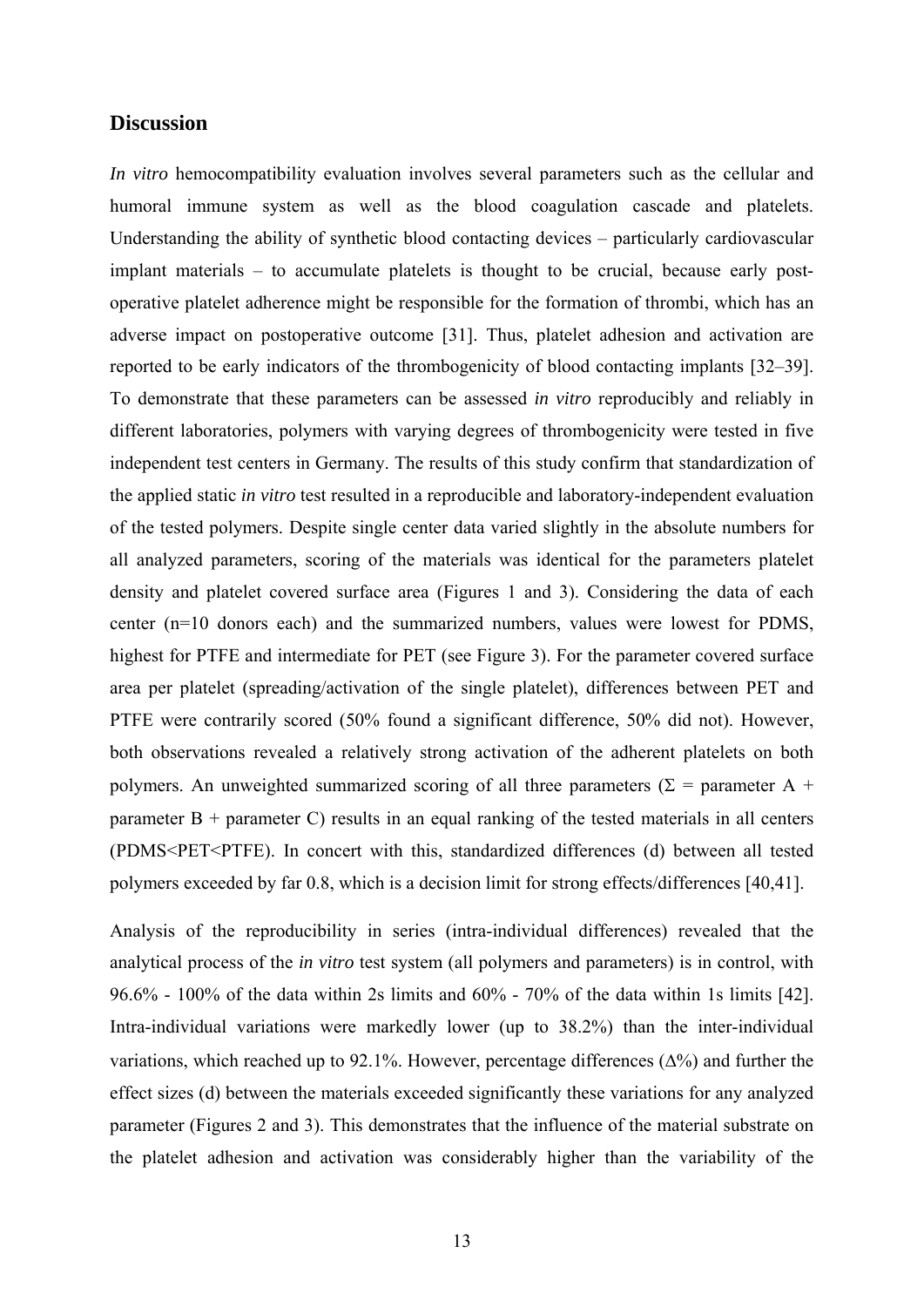## Discussion

*In vitro* hemocompatibility evaluation involves several parameters such as the cellular and humoral immune system as well as the blood coagulation cascade and platelets. Understanding the ability of synthetic blood contacting devices – particularly cardiovascular implant materials – to accumulate platelets is thought to be crucial, because early post-operative platelet adherence might be responsible for the formation of thrombi, which has an adverse impact on postoperative outcome [31]. Thus, platelet adhesion and activation are reported to be early indicators of the thrombogenicity of blood contacting implants [32–39]. To demonstrate that these parameters can be assessed *in vitro* reproducibly and reliably in different laboratories, polymers with varying degrees of thrombogenicity were tested in five independent test centers in Germany. The results of this study confirm that standardization of the applied static *in vitro* test resulted in a reproducible and laboratory-independent evaluation of the tested polymers. Despite single center data varied slightly in the absolute numbers for all analyzed parameters, scoring of the materials was identical for the parameters platelet density and platelet covered surface area (Figures 1 and 3). Considering the data of each center (n=10 donors each) and the summarized numbers, values were lowest for PDMS, highest for PTFE and intermediate for PET (see Figure 3). For the parameter covered surface area per platelet (spreading/activation of the single platelet), differences between PET and PTFE were contrarily scored (50% found a significant difference, 50% did not). However, both observations revealed a relatively strong activation of the adherent platelets on both polymers. An unweighted summarized scoring of all three parameters ($\Sigma$ = parameter A + parameter B + parameter C) results in an equal ranking of the tested materials in all centers (PDMS<PET<PTFE). In concert with this, standardized differences (d) between all tested polymers exceeded by far 0.8, which is a decision limit for strong effects/differences [40,41].

Analysis of the reproducibility in series (intra-individual differences) revealed that the analytical process of the *in vitro* test system (all polymers and parameters) is in control, with 96.6% - 100% of the data within 2s limits and 60% - 70% of the data within 1s limits [42]. Intra-individual variations were markedly lower (up to 38.2%) than the inter-individual variations, which reached up to 92.1%. However, percentage differences ($\Delta$%) and further the effect sizes (d) between the materials exceeded significantly these variations for any analyzed parameter (Figures 2 and 3). This demonstrates that the influence of the material substrate on the platelet adhesion and activation was considerably higher than the variability of the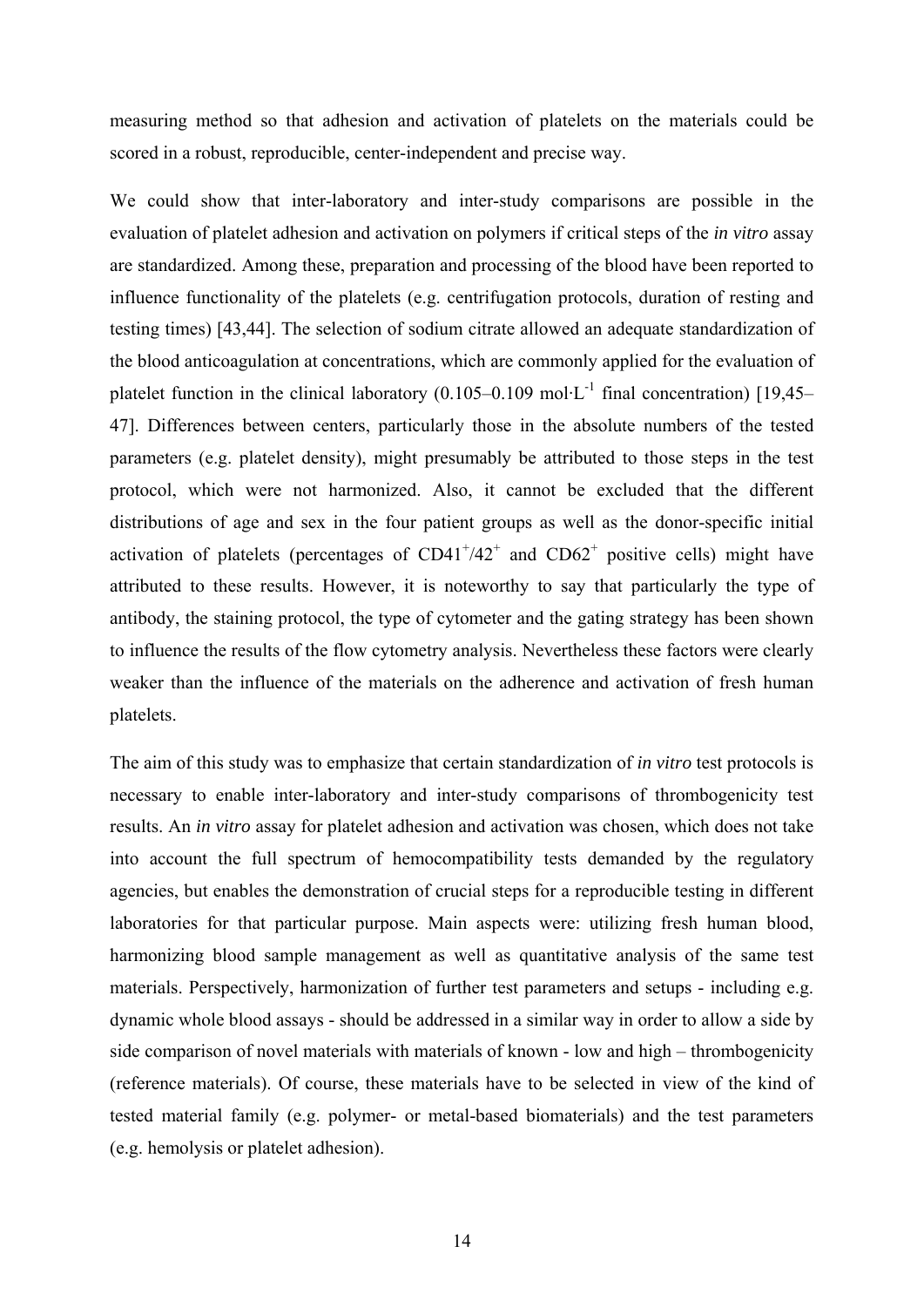measuring method so that adhesion and activation of platelets on the materials could be scored in a robust, reproducible, center-independent and precise way.

We could show that inter-laboratory and inter-study comparisons are possible in the evaluation of platelet adhesion and activation on polymers if critical steps of the *in vitro* assay are standardized. Among these, preparation and processing of the blood have been reported to influence functionality of the platelets (e.g. centrifugation protocols, duration of resting and testing times) [43,44]. The selection of sodium citrate allowed an adequate standardization of the blood anticoagulation at concentrations, which are commonly applied for the evaluation of platelet function in the clinical laboratory (0.105–0.109 mol·$L^{-1}$ final concentration) [19,45–47]. Differences between centers, particularly those in the absolute numbers of the tested parameters (e.g. platelet density), might presumably be attributed to those steps in the test protocol, which were not harmonized. Also, it cannot be excluded that the different distributions of age and sex in the four patient groups as well as the donor-specific initial activation of platelets (percentages of $CD41^{+}/42^{+}$ and $CD62^{+}$ positive cells) might have attributed to these results. However, it is noteworthy to say that particularly the type of antibody, the staining protocol, the type of cytometer and the gating strategy has been shown to influence the results of the flow cytometry analysis. Nevertheless these factors were clearly weaker than the influence of the materials on the adherence and activation of fresh human platelets.

The aim of this study was to emphasize that certain standardization of *in vitro* test protocols is necessary to enable inter-laboratory and inter-study comparisons of thrombogenicity test results. An *in vitro* assay for platelet adhesion and activation was chosen, which does not take into account the full spectrum of hemocompatibility tests demanded by the regulatory agencies, but enables the demonstration of crucial steps for a reproducible testing in different laboratories for that particular purpose. Main aspects were: utilizing fresh human blood, harmonizing blood sample management as well as quantitative analysis of the same test materials. Perspectively, harmonization of further test parameters and setups - including e.g. dynamic whole blood assays - should be addressed in a similar way in order to allow a side by side comparison of novel materials with materials of known - low and high – thrombogenicity (reference materials). Of course, these materials have to be selected in view of the kind of tested material family (e.g. polymer- or metal-based biomaterials) and the test parameters (e.g. hemolysis or platelet adhesion).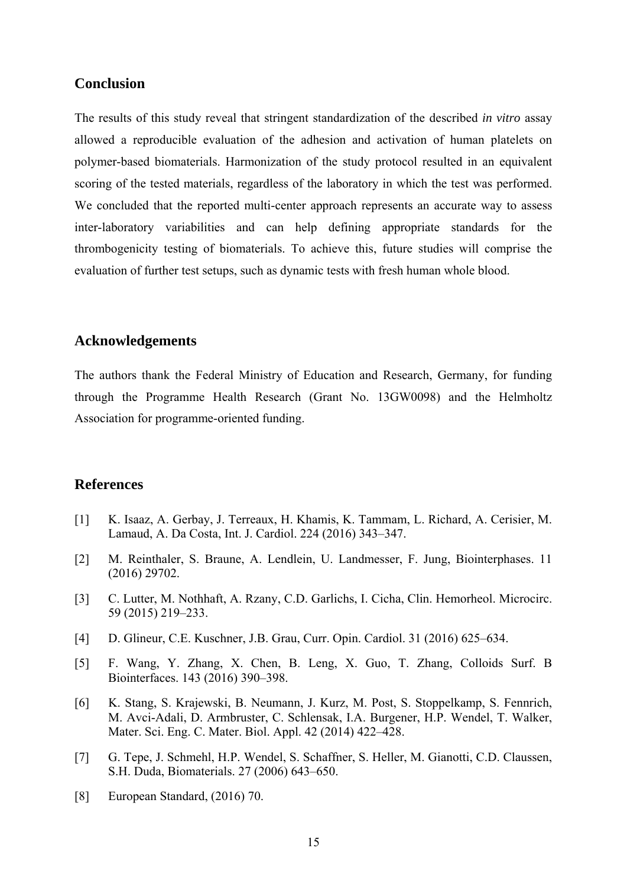## Conclusion

The results of this study reveal that stringent standardization of the described *in vitro* assay allowed a reproducible evaluation of the adhesion and activation of human platelets on polymer-based biomaterials. Harmonization of the study protocol resulted in an equivalent scoring of the tested materials, regardless of the laboratory in which the test was performed. We concluded that the reported multi-center approach represents an accurate way to assess inter-laboratory variabilities and can help defining appropriate standards for the thrombogenicity testing of biomaterials. To achieve this, future studies will comprise the evaluation of further test setups, such as dynamic tests with fresh human whole blood.

## Acknowledgements

The authors thank the Federal Ministry of Education and Research, Germany, for funding through the Programme Health Research (Grant No. 13GW0098) and the Helmholtz Association for programme-oriented funding.

## References

[1] K. Isaaz, A. Gerbay, J. Terreaux, H. Khamis, K. Tammam, L. Richard, A. Cerisier, M. Lamaud, A. Da Costa, Int. J. Cardiol. 224 (2016) 343–347.

[2] M. Reinthaler, S. Braune, A. Lendlein, U. Landmesser, F. Jung, Biointerphases. 11 (2016) 29702.

[3] C. Lutter, M. Nothhaft, A. Rzany, C.D. Garlichs, I. Cicha, Clin. Hemorheol. Microcirc. 59 (2015) 219–233.

[4] D. Glineur, C.E. Kuschner, J.B. Grau, Curr. Opin. Cardiol. 31 (2016) 625–634.

[5] F. Wang, Y. Zhang, X. Chen, B. Leng, X. Guo, T. Zhang, Colloids Surf. B Biointerfaces. 143 (2016) 390–398.

[6] K. Stang, S. Krajewski, B. Neumann, J. Kurz, M. Post, S. Stoppelkamp, S. Fennrich, M. Avci-Adali, D. Armbruster, C. Schlensak, I.A. Burgener, H.P. Wendel, T. Walker, Mater. Sci. Eng. C. Mater. Biol. Appl. 42 (2014) 422–428.

[7] G. Tepe, J. Schmehl, H.P. Wendel, S. Schaffner, S. Heller, M. Gianotti, C.D. Claussen, S.H. Duda, Biomaterials. 27 (2006) 643–650.

[8] European Standard, (2016) 70.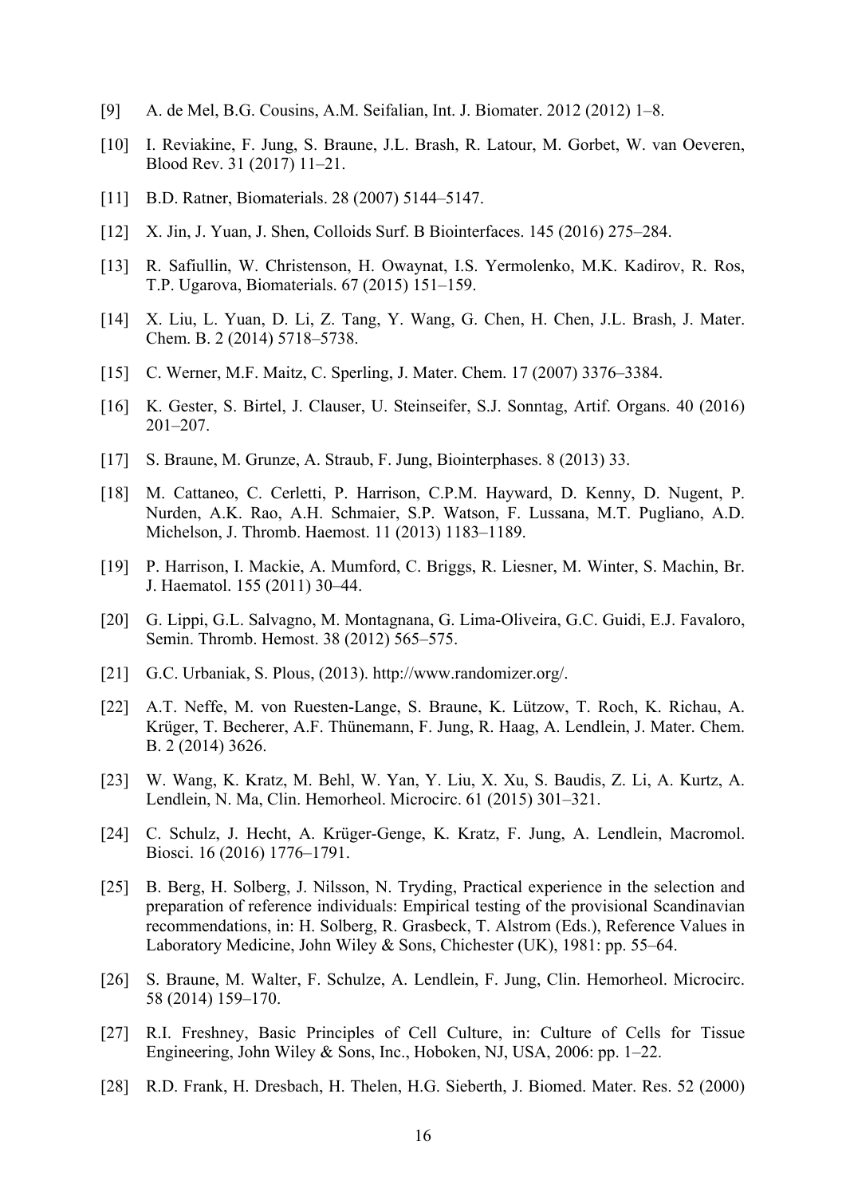[9] A. de Mel, B.G. Cousins, A.M. Seifalian, Int. J. Biomater. 2012 (2012) 1–8.

[10] I. Reviakine, F. Jung, S. Braune, J.L. Brash, R. Latour, M. Gorbet, W. van Oeveren, Blood Rev. 31 (2017) 11–21.

[11] B.D. Ratner, Biomaterials. 28 (2007) 5144–5147.

[12] X. Jin, J. Yuan, J. Shen, Colloids Surf. B Biointerfaces. 145 (2016) 275–284.

[13] R. Safiullin, W. Christenson, H. Owaynat, I.S. Yermolenko, M.K. Kadirov, R. Ros, T.P. Ugarova, Biomaterials. 67 (2015) 151–159.

[14] X. Liu, L. Yuan, D. Li, Z. Tang, Y. Wang, G. Chen, H. Chen, J.L. Brash, J. Mater. Chem. B. 2 (2014) 5718–5738.

[15] C. Werner, M.F. Maitz, C. Sperling, J. Mater. Chem. 17 (2007) 3376–3384.

[16] K. Gester, S. Birtel, J. Clauser, U. Steinseifer, S.J. Sonntag, Artif. Organs. 40 (2016) 201–207.

[17] S. Braune, M. Grunze, A. Straub, F. Jung, Biointerphases. 8 (2013) 33.

[18] M. Cattaneo, C. Cerletti, P. Harrison, C.P.M. Hayward, D. Kenny, D. Nugent, P. Nurden, A.K. Rao, A.H. Schmaier, S.P. Watson, F. Lussana, M.T. Pugliano, A.D. Michelson, J. Thromb. Haemost. 11 (2013) 1183–1189.

[19] P. Harrison, I. Mackie, A. Mumford, C. Briggs, R. Liesner, M. Winter, S. Machin, Br. J. Haematol. 155 (2011) 30–44.

[20] G. Lippi, G.L. Salvagno, M. Montagnana, G. Lima-Oliveira, G.C. Guidi, E.J. Favaloro, Semin. Thromb. Hemost. 38 (2012) 565–575.

[21] G.C. Urbaniak, S. Plous, (2013). http://www.randomizer.org/.

[22] A.T. Neffe, M. von Ruesten-Lange, S. Braune, K. Lützow, T. Roch, K. Richau, A. Krüger, T. Becherer, A.F. Thünemann, F. Jung, R. Haag, A. Lendlein, J. Mater. Chem. B. 2 (2014) 3626.

[23] W. Wang, K. Kratz, M. Behl, W. Yan, Y. Liu, X. Xu, S. Baudis, Z. Li, A. Kurtz, A. Lendlein, N. Ma, Clin. Hemorheol. Microcirc. 61 (2015) 301–321.

[24] C. Schulz, J. Hecht, A. Krüger-Genge, K. Kratz, F. Jung, A. Lendlein, Macromol. Biosci. 16 (2016) 1776–1791.

[25] B. Berg, H. Solberg, J. Nilsson, N. Tryding, Practical experience in the selection and preparation of reference individuals: Empirical testing of the provisional Scandinavian recommendations, in: H. Solberg, R. Grasbeck, T. Alstrom (Eds.), Reference Values in Laboratory Medicine, John Wiley & Sons, Chichester (UK), 1981: pp. 55–64.

[26] S. Braune, M. Walter, F. Schulze, A. Lendlein, F. Jung, Clin. Hemorheol. Microcirc. 58 (2014) 159–170.

[27] R.I. Freshney, Basic Principles of Cell Culture, in: Culture of Cells for Tissue Engineering, John Wiley & Sons, Inc., Hoboken, NJ, USA, 2006: pp. 1–22.

[28] R.D. Frank, H. Dresbach, H. Thelen, H.G. Sieberth, J. Biomed. Mater. Res. 52 (2000)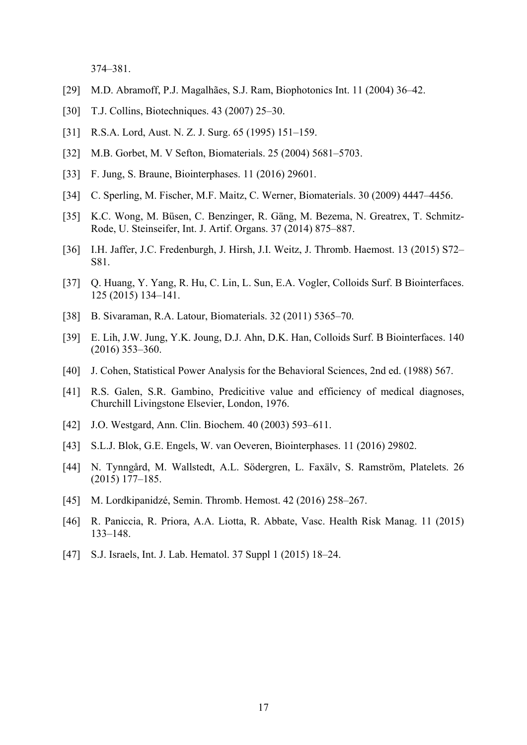374–381.

[29] M.D. Abramoff, P.J. Magalhães, S.J. Ram, Biophotonics Int. 11 (2004) 36–42.

[30] T.J. Collins, Biotechniques. 43 (2007) 25–30.

[31] R.S.A. Lord, Aust. N. Z. J. Surg. 65 (1995) 151–159.

[32] M.B. Gorbet, M. V Sefton, Biomaterials. 25 (2004) 5681–5703.

[33] F. Jung, S. Braune, Biointerphases. 11 (2016) 29601.

[34] C. Sperling, M. Fischer, M.F. Maitz, C. Werner, Biomaterials. 30 (2009) 4447–4456.

[35] K.C. Wong, M. Büsen, C. Benzinger, R. Gäng, M. Bezema, N. Greatrex, T. Schmitz-Rode, U. Steinseifer, Int. J. Artif. Organs. 37 (2014) 875–887.

[36] I.H. Jaffer, J.C. Fredenburgh, J. Hirsh, J.I. Weitz, J. Thromb. Haemost. 13 (2015) S72–S81.

[37] Q. Huang, Y. Yang, R. Hu, C. Lin, L. Sun, E.A. Vogler, Colloids Surf. B Biointerfaces. 125 (2015) 134–141.

[38] B. Sivaraman, R.A. Latour, Biomaterials. 32 (2011) 5365–70.

[39] E. Lih, J.W. Jung, Y.K. Joung, D.J. Ahn, D.K. Han, Colloids Surf. B Biointerfaces. 140 (2016) 353–360.

[40] J. Cohen, Statistical Power Analysis for the Behavioral Sciences, 2nd ed. (1988) 567.

[41] R.S. Galen, S.R. Gambino, Predicitive value and efficiency of medical diagnoses, Churchill Livingstone Elsevier, London, 1976.

[42] J.O. Westgard, Ann. Clin. Biochem. 40 (2003) 593–611.

[43] S.L.J. Blok, G.E. Engels, W. van Oeveren, Biointerphases. 11 (2016) 29802.

[44] N. Tynngård, M. Wallstedt, A.L. Södergren, L. Faxälv, S. Ramström, Platelets. 26 (2015) 177–185.

[45] M. Lordkipanidzé, Semin. Thromb. Hemost. 42 (2016) 258–267.

[46] R. Paniccia, R. Priora, A.A. Liotta, R. Abbate, Vasc. Health Risk Manag. 11 (2015) 133–148.

[47] S.J. Israels, Int. J. Lab. Hematol. 37 Suppl 1 (2015) 18–24.